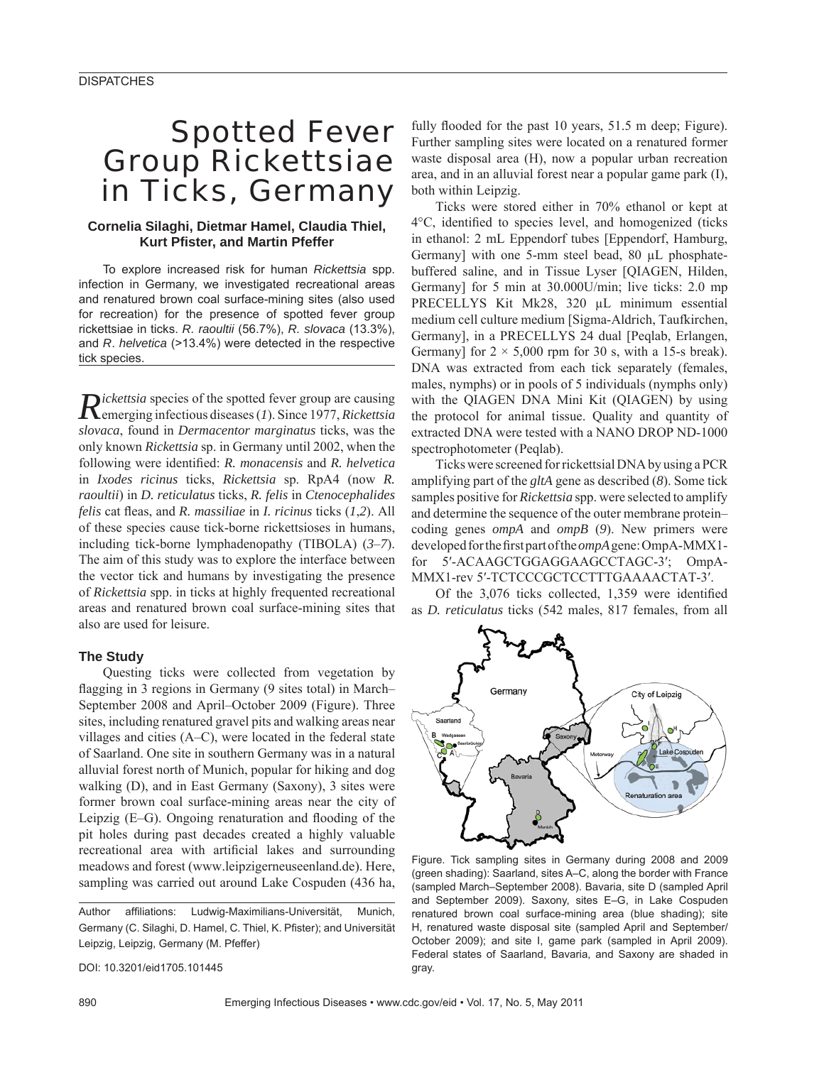# Spotted Fever Group Rickettsiae in Ticks, Germany

**Cornelia Silaghi, Dietmar Hamel, Claudia Thiel, Kurt Pfister, and Martin Pfeffer**

To explore increased risk for human *Rickettsia* spp. infection in Germany, we investigated recreational areas and renatured brown coal surface-mining sites (also used for recreation) for the presence of spotted fever group rickettsiae in ticks. *R. raoultii* (56.7%), *R. slovaca* (13.3%), and *R. helvetica* (>13.4%) were detected in the respective tick species.

*Rickettsia* species of the spotted fever group are causing emerging infectious diseases (*1*). Since 1977, *Rickettsia slovaca*, found in *Dermacentor marginatus* ticks, was the only known *Rickettsia* sp. in Germany until 2002, when the following were identified: *R. monacensis* and *R. helvetica* in *Ixodes ricinus* ticks, *Rickettsia* sp. RpA4 (now *R. raoultii*) in *D. reticulatus* ticks, *R. felis* in *Ctenocephalides felis* cat fleas, and *R. massiliae* in *I. ricinus* ticks (*1*,*2*). All of these species cause tick-borne rickettsioses in humans, including tick-borne lymphadenopathy (TIBOLA) (*3*–*7*). The aim of this study was to explore the interface between the vector tick and humans by investigating the presence of *Rickettsia* spp. in ticks at highly frequented recreational areas and renatured brown coal surface-mining sites that also are used for leisure.

## The Study

Questing ticks were collected from vegetation by flagging in 3 regions in Germany (9 sites total) in March–September 2008 and April–October 2009 (Figure). Three sites, including renatured gravel pits and walking areas near villages and cities (A–C), were located in the federal state of Saarland. One site in southern Germany was in a natural alluvial forest north of Munich, popular for hiking and dog walking (D), and in East Germany (Saxony), 3 sites were former brown coal surface-mining areas near the city of Leipzig (E–G). Ongoing renaturation and flooding of the pit holes during past decades created a highly valuable recreational area with artificial lakes and surrounding meadows and forest (www.leipzigerneuseenland.de). Here, sampling was carried out around Lake Cospuden (436 ha, fully flooded for the past 10 years, 51.5 m deep; Figure). Further sampling sites were located on a renatured former waste disposal area (H), now a popular urban recreation area, and in an alluvial forest near a popular game park (I), both within Leipzig.

Ticks were stored either in 70% ethanol or kept at 4°C, identified to species level, and homogenized (ticks in ethanol: 2 mL Eppendorf tubes [Eppendorf, Hamburg, Germany] with one 5-mm steel bead, 80 µL phosphate-buffered saline, and in Tissue Lyser [QIAGEN, Hilden, Germany] for 5 min at 30.000U/min; live ticks: 2.0 mp PRECELLYS Kit Mk28, 320 µL minimum essential medium cell culture medium [Sigma-Aldrich, Taufkirchen, Germany], in a PRECELLYS 24 dual [Peqlab, Erlangen, Germany] for 2 × 5,000 rpm for 30 s, with a 15-s break). DNA was extracted from each tick separately (females, males, nymphs) or in pools of 5 individuals (nymphs only) with the QIAGEN DNA Mini Kit (QIAGEN) by using the protocol for animal tissue. Quality and quantity of extracted DNA were tested with a NANO DROP ND-1000 spectrophotometer (Peqlab).

Ticks were screened for rickettsial DNA by using a PCR amplifying part of the *gltA* gene as described (*8*). Some tick samples positive for *Rickettsia* spp. were selected to amplify and determine the sequence of the outer membrane protein–coding genes *ompA* and *ompB* (*9*). New primers were developed for the first part of the *ompA* gene: OmpA-MMX1-for 5′-ACAAGCTGGAGGAAGCCTAGC-3′; OmpA-MMX1-rev 5′-TCTCCCGCTCCTTTGAAAACTAT-3′.

Of the 3,076 ticks collected, 1,359 were identified as *D. reticulatus* ticks (542 males, 817 females, from all

Germany
Saarland
B Wadgassen
Saarbrücken
C A
Saxony
Bavaria
D
Munich
City of Leipzig
I
H
Motorway
F
G
Lake Cospuden
E
Renaturation area

Figure. Tick sampling sites in Germany during 2008 and 2009 (green shading): Saarland, sites A–C, along the border with France (sampled March–September 2008). Bavaria, site D (sampled April and September 2009). Saxony, sites E–G, in Lake Cospuden renatured brown coal surface-mining area (blue shading); site H, renatured waste disposal site (sampled April and September/October 2009); and site I, game park (sampled in April 2009). Federal states of Saarland, Bavaria, and Saxony are shaded in gray.

Author affiliations: Ludwig-Maximilians-Universität, Munich, Germany (C. Silaghi, D. Hamel, C. Thiel, K. Pfister); and Universität Leipzig, Leipzig, Germany (M. Pfeffer)

DOI: 10.3201/eid1705.101445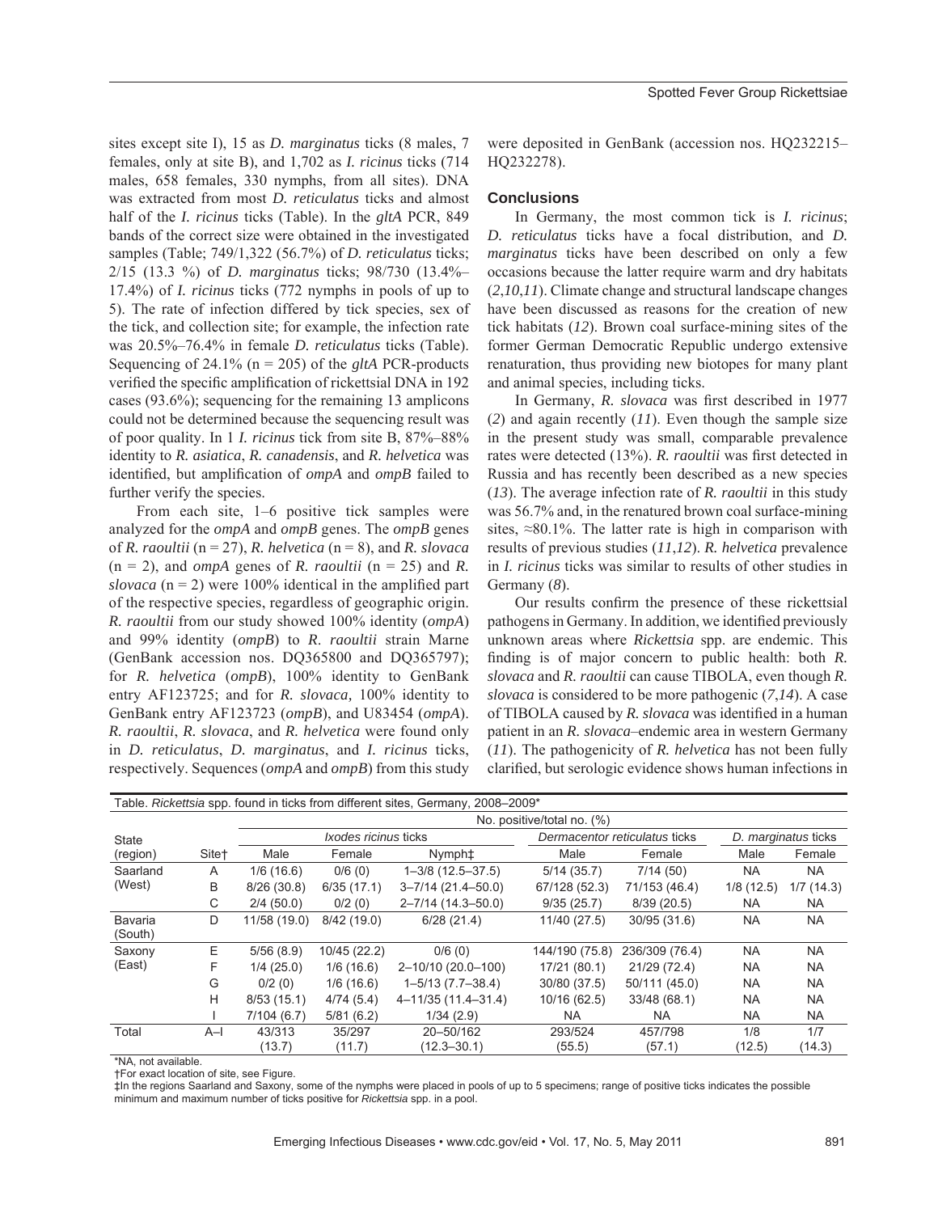sites except site I), 15 as *D. marginatus* ticks (8 males, 7 females, only at site B), and 1,702 as *I. ricinus* ticks (714 males, 658 females, 330 nymphs, from all sites). DNA was extracted from most *D. reticulatus* ticks and almost half of the *I. ricinus* ticks (Table). In the *gltA* PCR, 849 bands of the correct size were obtained in the investigated samples (Table; 749/1,322 (56.7%) of *D. reticulatus* ticks; 2/15 (13.3 %) of *D. marginatus* ticks; 98/730 (13.4%–17.4%) of *I. ricinus* ticks (772 nymphs in pools of up to 5). The rate of infection differed by tick species, sex of the tick, and collection site; for example, the infection rate was 20.5%–76.4% in female *D. reticulatus* ticks (Table). Sequencing of 24.1% (n = 205) of the *gltA* PCR-products verified the specific amplification of rickettsial DNA in 192 cases (93.6%); sequencing for the remaining 13 amplicons could not be determined because the sequencing result was of poor quality. In 1 *I. ricinus* tick from site B, 87%–88% identity to *R. asiatica*, *R. canadensis*, and *R. helvetica* was identified, but amplification of *ompA* and *ompB* failed to further verify the species.

From each site, 1–6 positive tick samples were analyzed for the *ompA* and *ompB* genes. The *ompB* genes of *R. raoultii* (n = 27), *R. helvetica* (n = 8), and *R. slovaca* (n = 2), and *ompA* genes of *R. raoultii* (n = 25) and *R. slovaca* (n = 2) were 100% identical in the amplified part of the respective species, regardless of geographic origin. *R. raoultii* from our study showed 100% identity (*ompA*) and 99% identity (*ompB*) to *R. raoultii* strain Marne (GenBank accession nos. DQ365800 and DQ365797); for *R. helvetica* (*ompB*), 100% identity to GenBank entry AF123725; and for *R. slovaca,* 100% identity to GenBank entry AF123723 (*ompB*), and U83454 (*ompA*). *R. raoultii*, *R. slovaca*, and *R. helvetica* were found only in *D. reticulatus*, *D. marginatus*, and *I. ricinus* ticks, respectively. Sequences (*ompA* and *ompB*) from this study were deposited in GenBank (accession nos. HQ232215–HQ232278).

## Conclusions

In Germany, the most common tick is *I. ricinus*; *D. reticulatus* ticks have a focal distribution, and *D. marginatus* ticks have been described on only a few occasions because the latter require warm and dry habitats (*2*,*10*,*11*). Climate change and structural landscape changes have been discussed as reasons for the creation of new tick habitats (*12*). Brown coal surface-mining sites of the former German Democratic Republic undergo extensive renaturation, thus providing new biotopes for many plant and animal species, including ticks.

In Germany, *R. slovaca* was first described in 1977 (*2*) and again recently (*11*). Even though the sample size in the present study was small, comparable prevalence rates were detected (13%). *R. raoultii* was first detected in Russia and has recently been described as a new species (*13*). The average infection rate of *R. raoultii* in this study was 56.7% and, in the renatured brown coal surface-mining sites, ≈80.1%. The latter rate is high in comparison with results of previous studies (*11*,*12*). *R. helvetica* prevalence in *I. ricinus* ticks was similar to results of other studies in Germany (*8*).

Our results confirm the presence of these rickettsial pathogens in Germany. In addition, we identified previously unknown areas where *Rickettsia* spp. are endemic. This finding is of major concern to public health: both *R. slovaca* and *R. raoultii* can cause TIBOLA, even though *R. slovaca* is considered to be more pathogenic (*7*,*14*). A case of TIBOLA caused by *R. slovaca* was identified in a human patient in an *R. slovaca*–endemic area in western Germany (*11*). The pathogenicity of *R. helvetica* has not been fully clarified, but serologic evidence shows human infections in

Table. *Rickettsia* spp. found in ticks from different sites, Germany, 2008–2009*

| State (region) | Site† | *Ixodes ricinus* ticks | | | *Dermacentor reticulatus* ticks | | *D. marginatus* ticks | |
|---|---|---|---|---|---|---|---|---|
| | | No. positive/total no. (%) | | | | | | |
| | | Male | Female | Nymph‡ | Male | Female | Male | Female |
| Saarland (West) | A | 1/6 (16.6) | 0/6 (0) | 1–3/8 (12.5–37.5) | 5/14 (35.7) | 7/14 (50) | NA | NA |
| | B | 8/26 (30.8) | 6/35 (17.1) | 3–7/14 (21.4–50.0) | 67/128 (52.3) | 71/153 (46.4) | 1/8 (12.5) | 1/7 (14.3) |
| | C | 2/4 (50.0) | 0/2 (0) | 2–7/14 (14.3–50.0) | 9/35 (25.7) | 8/39 (20.5) | NA | NA |
| Bavaria (South) | D | 11/58 (19.0) | 8/42 (19.0) | 6/28 (21.4) | 11/40 (27.5) | 30/95 (31.6) | NA | NA |
| Saxony (East) | E | 5/56 (8.9) | 10/45 (22.2) | 0/6 (0) | 144/190 (75.8) | 236/309 (76.4) | NA | NA |
| | F | 1/4 (25.0) | 1/6 (16.6) | 2–10/10 (20.0–100) | 17/21 (80.1) | 21/29 (72.4) | NA | NA |
| | G | 0/2 (0) | 1/6 (16.6) | 1–5/13 (7.7–38.4) | 30/80 (37.5) | 50/111 (45.0) | NA | NA |
| | H | 8/53 (15.1) | 4/74 (5.4) | 4–11/35 (11.4–31.4) | 10/16 (62.5) | 33/48 (68.1) | NA | NA |
| | I | 7/104 (6.7) | 5/81 (6.2) | 1/34 (2.9) | NA | NA | NA | NA |
| Total | A–I | 43/313 (13.7) | 35/297 (11.7) | 20–50/162 (12.3–30.1) | 293/524 (55.5) | 457/798 (57.1) | 1/8 (12.5) | 1/7 (14.3) |

*NA, not available.
†For exact location of site, see Figure.
‡In the regions Saarland and Saxony, some of the nymphs were placed in pools of up to 5 specimens; range of positive ticks indicates the possible minimum and maximum number of ticks positive for *Rickettsia* spp. in a pool.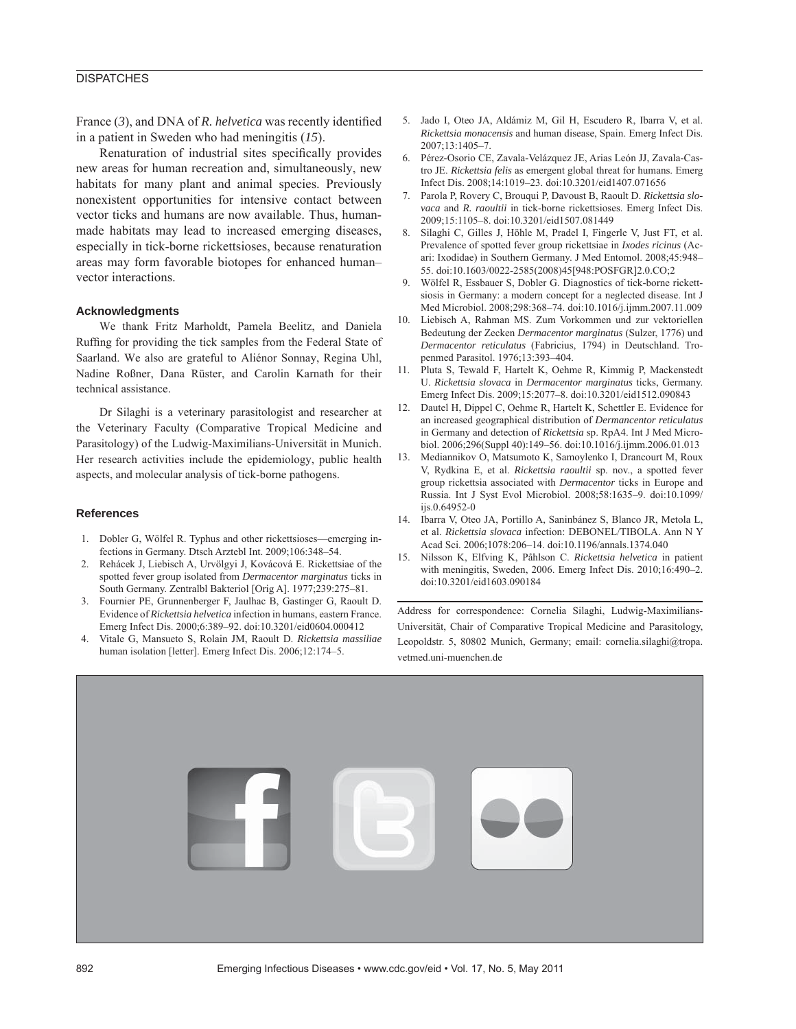France (*3*), and DNA of *R. helvetica* was recently identified in a patient in Sweden who had meningitis (*15*).

Renaturation of industrial sites specifically provides new areas for human recreation and, simultaneously, new habitats for many plant and animal species. Previously nonexistent opportunities for intensive contact between vector ticks and humans are now available. Thus, human-made habitats may lead to increased emerging diseases, especially in tick-borne rickettsioses, because renaturation areas may form favorable biotopes for enhanced human–vector interactions.

### Acknowledgments

We thank Fritz Marholdt, Pamela Beelitz, and Daniela Ruffing for providing the tick samples from the Federal State of Saarland. We also are grateful to Aliénor Sonnay, Regina Uhl, Nadine Roßner, Dana Rüster, and Carolin Karnath for their technical assistance.

Dr Silaghi is a veterinary parasitologist and researcher at the Veterinary Faculty (Comparative Tropical Medicine and Parasitology) of the Ludwig-Maximilians-Universität in Munich. Her research activities include the epidemiology, public health aspects, and molecular analysis of tick-borne pathogens.

### References

1. Dobler G, Wölfel R. Typhus and other rickettsioses—emerging infections in Germany. Dtsch Arztebl Int. 2009;106:348–54.
2. Rehácek J, Liebisch A, Urvölgyi J, Kovácová E. Rickettsiae of the spotted fever group isolated from *Dermacentor marginatus* ticks in South Germany. Zentralbl Bakteriol [Orig A]. 1977;239:275–81.
3. Fournier PE, Grunnenberger F, Jaulhac B, Gastinger G, Raoult D. Evidence of *Rickettsia helvetica* infection in humans, eastern France. Emerg Infect Dis. 2000;6:389–92. doi:10.3201/eid0604.000412
4. Vitale G, Mansueto S, Rolain JM, Raoult D. *Rickettsia massiliae* human isolation [letter]. Emerg Infect Dis. 2006;12:174–5.
5. Jado I, Oteo JA, Aldámiz M, Gil H, Escudero R, Ibarra V, et al. *Rickettsia monacensis* and human disease, Spain. Emerg Infect Dis. 2007;13:1405–7.
6. Pérez-Osorio CE, Zavala-Velázquez JE, Arias León JJ, Zavala-Castro JE. *Rickettsia felis* as emergent global threat for humans. Emerg Infect Dis. 2008;14:1019–23. doi:10.3201/eid1407.071656
7. Parola P, Rovery C, Brouqui P, Davoust B, Raoult D. *Rickettsia slovaca* and *R. raoultii* in tick-borne rickettsioses. Emerg Infect Dis. 2009;15:1105–8. doi:10.3201/eid1507.081449
8. Silaghi C, Gilles J, Höhle M, Pradel I, Fingerle V, Just FT, et al. Prevalence of spotted fever group rickettsiae in *Ixodes ricinus* (Acari: Ixodidae) in Southern Germany. J Med Entomol. 2008;45:948–55. doi:10.1603/0022-2585(2008)45[948:POSFGR]2.0.CO;2
9. Wölfel R, Essbauer S, Dobler G. Diagnostics of tick-borne rickettsiosis in Germany: a modern concept for a neglected disease. Int J Med Microbiol. 2008;298:368–74. doi:10.1016/j.ijmm.2007.11.009
10. Liebisch A, Rahman MS. Zum Vorkommen und zur vektoriellen Bedeutung der Zecken *Dermacentor marginatus* (Sulzer, 1776) und *Dermacentor reticulatus* (Fabricius, 1794) in Deutschland. Tropenmed Parasitol. 1976;13:393–404.
11. Pluta S, Tewald F, Hartelt K, Oehme R, Kimmig P, Mackenstedt U. *Rickettsia slovaca* in *Dermacentor marginatus* ticks, Germany. Emerg Infect Dis. 2009;15:2077–8. doi:10.3201/eid1512.090843
12. Dautel H, Dippel C, Oehme R, Hartelt K, Schettler E. Evidence for an increased geographical distribution of *Dermancentor reticulatus* in Germany and detection of *Rickettsia* sp. RpA4. Int J Med Microbiol. 2006;296(Suppl 40):149–56. doi:10.1016/j.ijmm.2006.01.013
13. Mediannikov O, Matsumoto K, Samoylenko I, Drancourt M, Roux V, Rydkina E, et al. *Rickettsia raoultii* sp. nov., a spotted fever group rickettsia associated with *Dermacentor* ticks in Europe and Russia. Int J Syst Evol Microbiol. 2008;58:1635–9. doi:10.1099/ijs.0.64952-0
14. Ibarra V, Oteo JA, Portillo A, Saninbánez S, Blanco JR, Metola L, et al. *Rickettsia slovaca* infection: DEBONEL/TIBOLA. Ann N Y Acad Sci. 2006;1078:206–14. doi:10.1196/annals.1374.040
15. Nilsson K, Elfving K, Påhlson C. *Rickettsia helvetica* in patient with meningitis, Sweden, 2006. Emerg Infect Dis. 2010;16:490–2. doi:10.3201/eid1603.090184

Address for correspondence: Cornelia Silaghi, Ludwig-Maximilians-Universität, Chair of Comparative Tropical Medicine and Parasitology, Leopoldstr. 5, 80802 Munich, Germany; email: cornelia.silaghi@tropa.vetmed.uni-muenchen.de